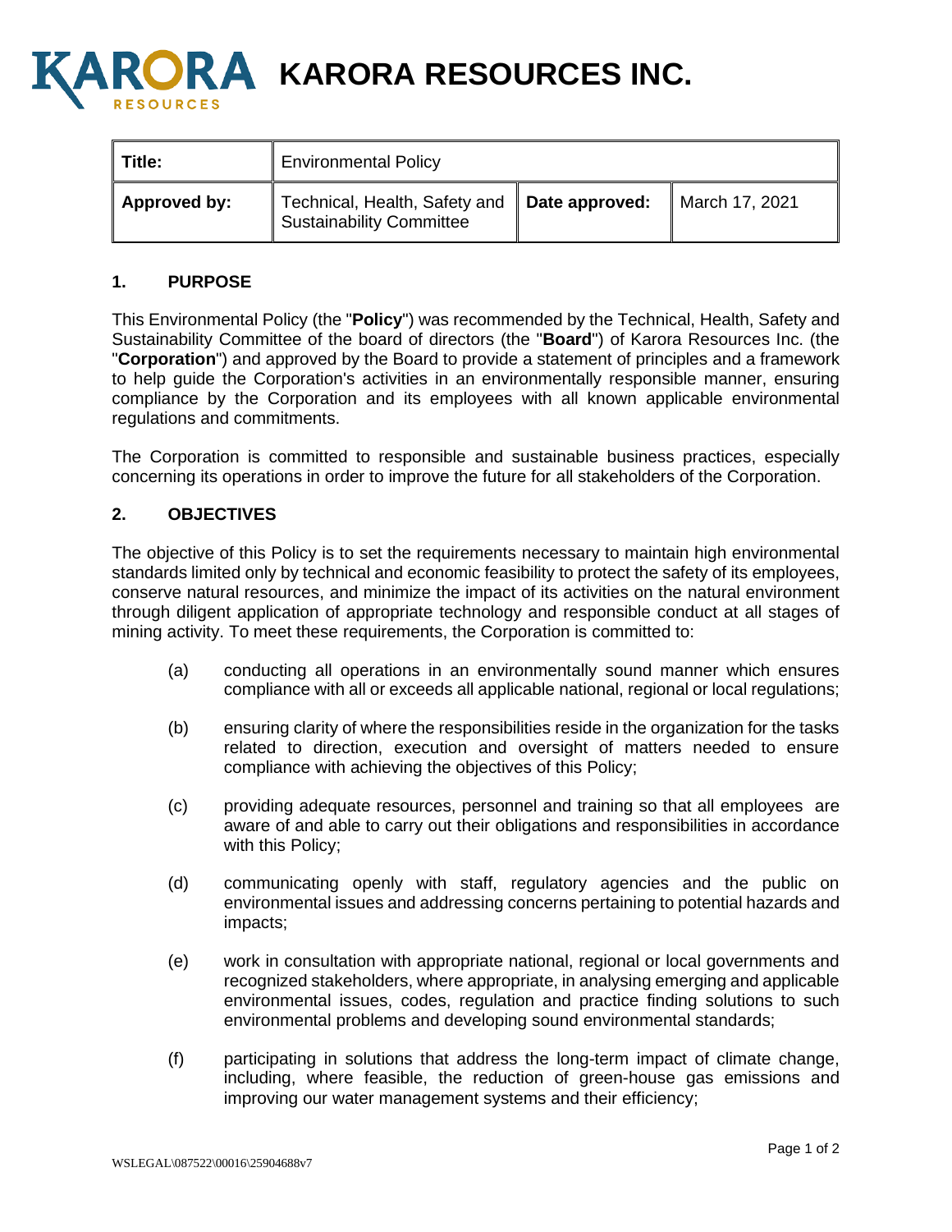# KARORA RESOURCES INC.

| Title: | Environmental Policy | | |
|---|---|---|---|
| Approved by: | Technical, Health, Safety and Sustainability Committee | Date approved: | March 17, 2021 |

## 1. PURPOSE

This Environmental Policy (the "**Policy**") was recommended by the Technical, Health, Safety and Sustainability Committee of the board of directors (the "**Board**") of Karora Resources Inc. (the "**Corporation**") and approved by the Board to provide a statement of principles and a framework to help guide the Corporation's activities in an environmentally responsible manner, ensuring compliance by the Corporation and its employees with all known applicable environmental regulations and commitments.

The Corporation is committed to responsible and sustainable business practices, especially concerning its operations in order to improve the future for all stakeholders of the Corporation.

## 2. OBJECTIVES

The objective of this Policy is to set the requirements necessary to maintain high environmental standards limited only by technical and economic feasibility to protect the safety of its employees, conserve natural resources, and minimize the impact of its activities on the natural environment through diligent application of appropriate technology and responsible conduct at all stages of mining activity. To meet these requirements, the Corporation is committed to:

(a) conducting all operations in an environmentally sound manner which ensures compliance with all or exceeds all applicable national, regional or local regulations;

(b) ensuring clarity of where the responsibilities reside in the organization for the tasks related to direction, execution and oversight of matters needed to ensure compliance with achieving the objectives of this Policy;

(c) providing adequate resources, personnel and training so that all employees are aware of and able to carry out their obligations and responsibilities in accordance with this Policy;

(d) communicating openly with staff, regulatory agencies and the public on environmental issues and addressing concerns pertaining to potential hazards and impacts;

(e) work in consultation with appropriate national, regional or local governments and recognized stakeholders, where appropriate, in analysing emerging and applicable environmental issues, codes, regulation and practice finding solutions to such environmental problems and developing sound environmental standards;

(f) participating in solutions that address the long-term impact of climate change, including, where feasible, the reduction of green-house gas emissions and improving our water management systems and their efficiency;

WSLEGAL\087522\00016\25904688v7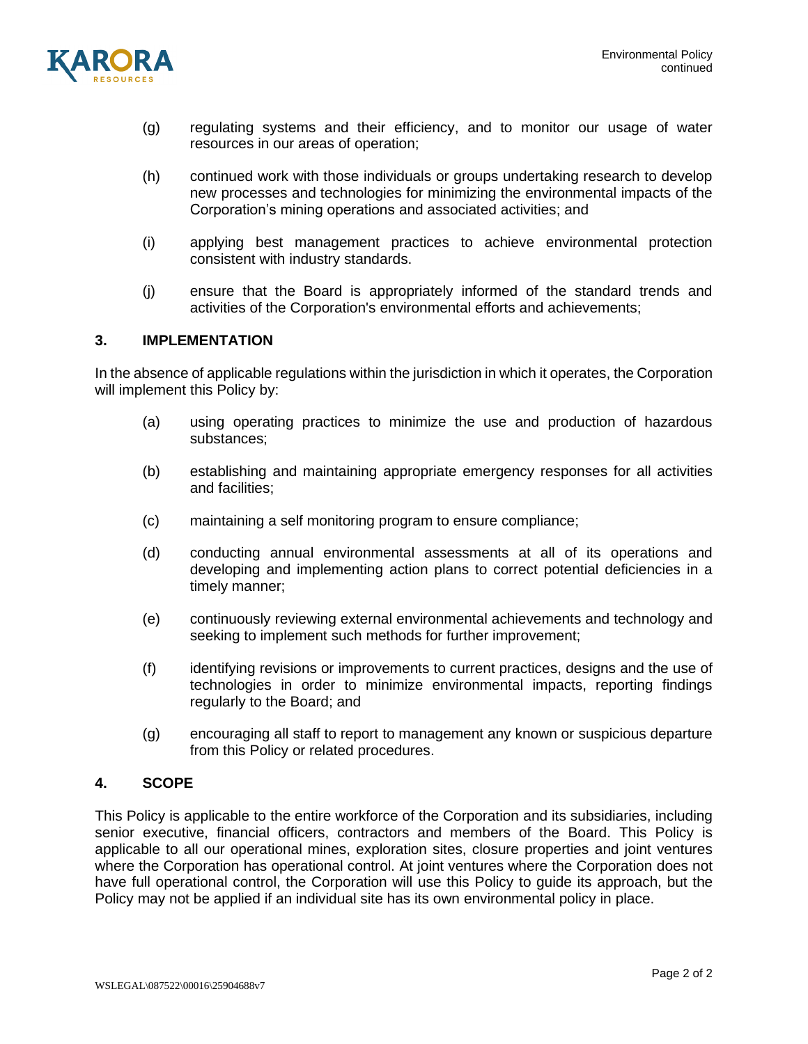(g) regulating systems and their efficiency, and to monitor our usage of water resources in our areas of operation;

(h) continued work with those individuals or groups undertaking research to develop new processes and technologies for minimizing the environmental impacts of the Corporation's mining operations and associated activities; and

(i) applying best management practices to achieve environmental protection consistent with industry standards.

(j) ensure that the Board is appropriately informed of the standard trends and activities of the Corporation's environmental efforts and achievements;

## 3. IMPLEMENTATION

In the absence of applicable regulations within the jurisdiction in which it operates, the Corporation will implement this Policy by:

(a) using operating practices to minimize the use and production of hazardous substances;

(b) establishing and maintaining appropriate emergency responses for all activities and facilities;

(c) maintaining a self monitoring program to ensure compliance;

(d) conducting annual environmental assessments at all of its operations and developing and implementing action plans to correct potential deficiencies in a timely manner;

(e) continuously reviewing external environmental achievements and technology and seeking to implement such methods for further improvement;

(f) identifying revisions or improvements to current practices, designs and the use of technologies in order to minimize environmental impacts, reporting findings regularly to the Board; and

(g) encouraging all staff to report to management any known or suspicious departure from this Policy or related procedures.

## 4. SCOPE

This Policy is applicable to the entire workforce of the Corporation and its subsidiaries, including senior executive, financial officers, contractors and members of the Board. This Policy is applicable to all our operational mines, exploration sites, closure properties and joint ventures where the Corporation has operational control. At joint ventures where the Corporation does not have full operational control, the Corporation will use this Policy to guide its approach, but the Policy may not be applied if an individual site has its own environmental policy in place.